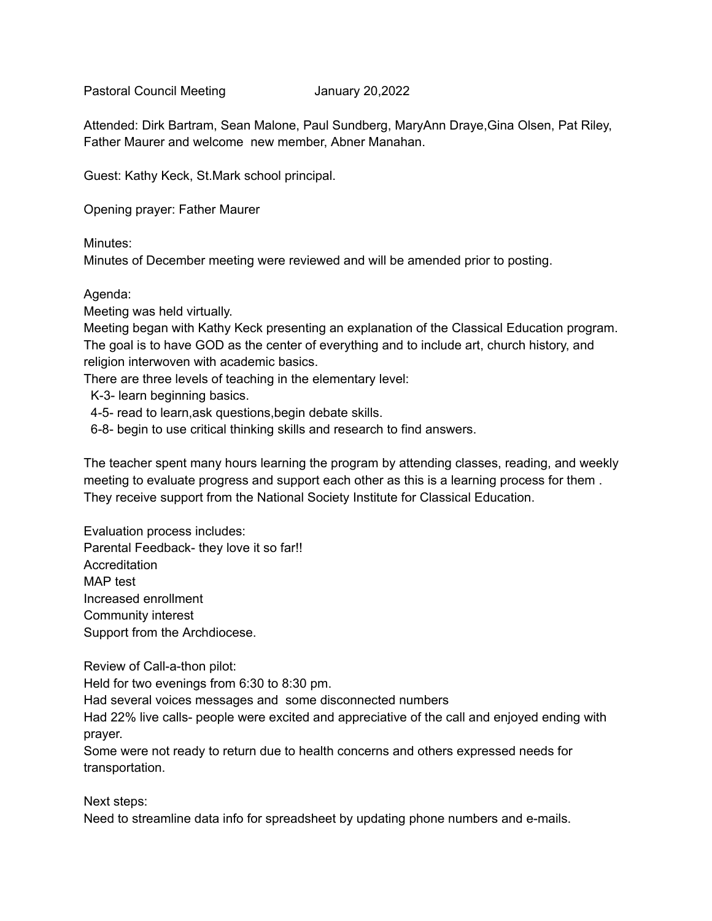Pastoral Council Meeting January 20,2022

Attended: Dirk Bartram, Sean Malone, Paul Sundberg, MaryAnn Draye,Gina Olsen, Pat Riley, Father Maurer and welcome new member, Abner Manahan.

Guest: Kathy Keck, St.Mark school principal.

Opening prayer: Father Maurer

Minutes:
Minutes of December meeting were reviewed and will be amended prior to posting.

Agenda:
Meeting was held virtually.
Meeting began with Kathy Keck presenting an explanation of the Classical Education program. The goal is to have GOD as the center of everything and to include art, church history, and religion interwoven with academic basics.
There are three levels of teaching in the elementary level:
K-3- learn beginning basics.
4-5- read to learn,ask questions,begin debate skills.
6-8- begin to use critical thinking skills and research to find answers.

The teacher spent many hours learning the program by attending classes, reading, and weekly meeting to evaluate progress and support each other as this is a learning process for them . They receive support from the National Society Institute for Classical Education.

Evaluation process includes:
Parental Feedback- they love it so far!!
Accreditation
MAP test
Increased enrollment
Community interest
Support from the Archdiocese.

Review of Call-a-thon pilot:
Held for two evenings from 6:30 to 8:30 pm.
Had several voices messages and some disconnected numbers
Had 22% live calls- people were excited and appreciative of the call and enjoyed ending with prayer.
Some were not ready to return due to health concerns and others expressed needs for transportation.

Next steps:
Need to streamline data info for spreadsheet by updating phone numbers and e-mails.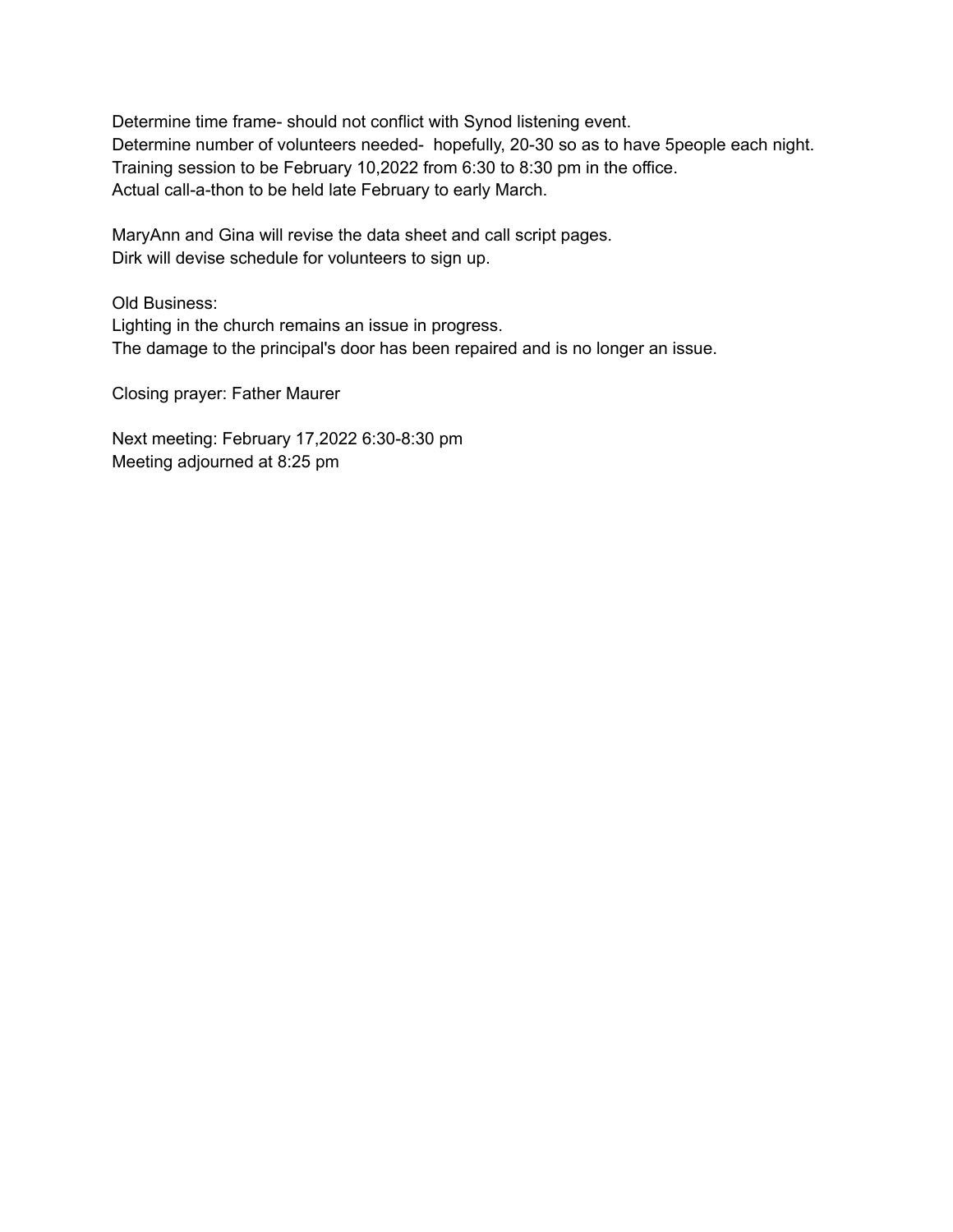Determine time frame- should not conflict with Synod listening event.
Determine number of volunteers needed-  hopefully, 20-30 so as to have 5people each night.
Training session to be February 10,2022 from 6:30 to 8:30 pm in the office.
Actual call-a-thon to be held late February to early March.

MaryAnn and Gina will revise the data sheet and call script pages.
Dirk will devise schedule for volunteers to sign up.

Old Business:
Lighting in the church remains an issue in progress.
The damage to the principal's door has been repaired and is no longer an issue.

Closing prayer: Father Maurer

Next meeting: February 17,2022 6:30-8:30 pm
Meeting adjourned at 8:25 pm